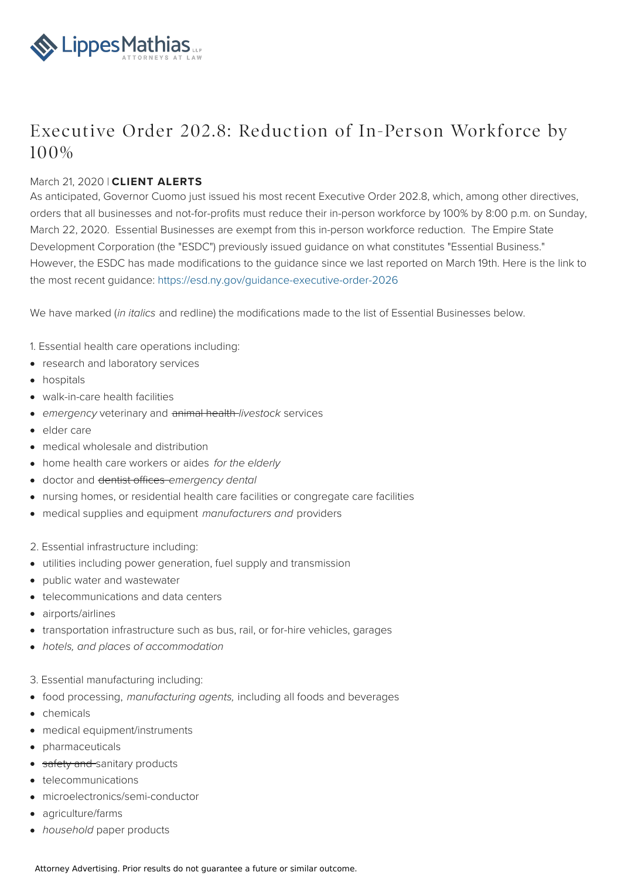# Executive Order 202.8: Reduction of In-Person Workforce by 100%

March 21, 2020 | **CLIENT ALERTS**

As anticipated, Governor Cuomo just issued his most recent Executive Order 202.8, which, among other directives, orders that all businesses and not-for-profits must reduce their in-person workforce by 100% by 8:00 p.m. on Sunday, March 22, 2020. Essential Businesses are exempt from this in-person workforce reduction. The Empire State Development Corporation (the "ESDC") previously issued guidance on what constitutes "Essential Business." However, the ESDC has made modifications to the guidance since we last reported on March 19th. Here is the link to the most recent guidance: https://esd.ny.gov/guidance-executive-order-2026

We have marked (*in italics* and redline) the modifications made to the list of Essential Businesses below.

1. Essential health care operations including:

- research and laboratory services
- hospitals
- walk-in-care health facilities
- *emergency* veterinary and ~~animal health~~ *livestock* services
- elder care
- medical wholesale and distribution
- home health care workers or aides *for the elderly*
- doctor and ~~dentist offices~~ *emergency dental*
- nursing homes, or residential health care facilities or congregate care facilities
- medical supplies and equipment *manufacturers and* providers

2. Essential infrastructure including:

- utilities including power generation, fuel supply and transmission
- public water and wastewater
- telecommunications and data centers
- airports/airlines
- transportation infrastructure such as bus, rail, or for-hire vehicles, garages
- *hotels, and places of accommodation*

3. Essential manufacturing including:

- food processing, *manufacturing agents,* including all foods and beverages
- chemicals
- medical equipment/instruments
- pharmaceuticals
- ~~safety and~~ sanitary products
- telecommunications
- microelectronics/semi-conductor
- agriculture/farms
- *household* paper products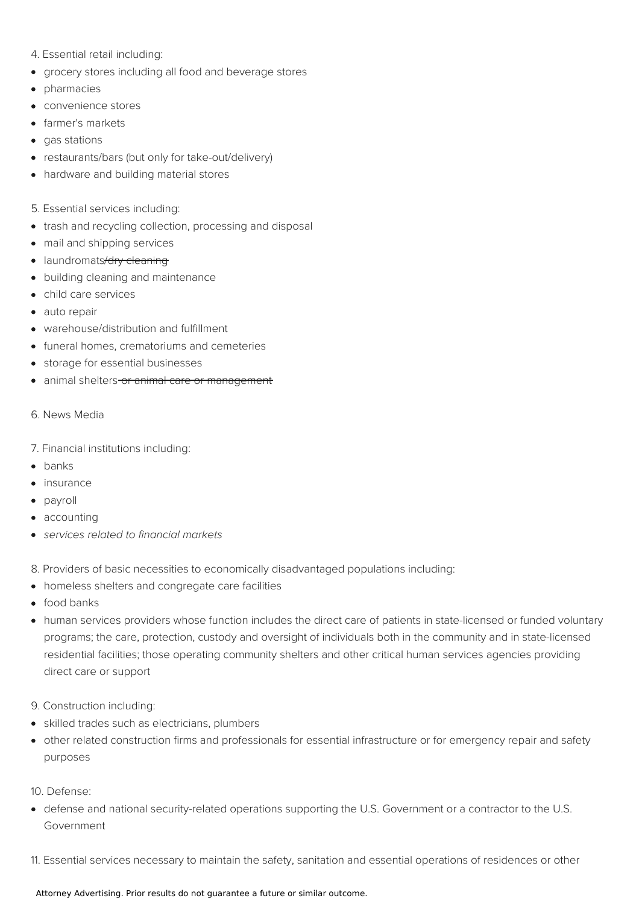4. Essential retail including:

- grocery stores including all food and beverage stores
- pharmacies
- convenience stores
- farmer's markets
- gas stations
- restaurants/bars (but only for take-out/delivery)
- hardware and building material stores

5. Essential services including:

- trash and recycling collection, processing and disposal
- mail and shipping services
- laundromats~~/dry cleaning~~
- building cleaning and maintenance
- child care services
- auto repair
- warehouse/distribution and fulfillment
- funeral homes, crematoriums and cemeteries
- storage for essential businesses
- animal shelters~~ or animal care or management~~

6. News Media

7. Financial institutions including:

- banks
- insurance
- payroll
- accounting
- *services related to financial markets*

8. Providers of basic necessities to economically disadvantaged populations including:

- homeless shelters and congregate care facilities
- food banks
- human services providers whose function includes the direct care of patients in state-licensed or funded voluntary programs; the care, protection, custody and oversight of individuals both in the community and in state-licensed residential facilities; those operating community shelters and other critical human services agencies providing direct care or support

9. Construction including:

- skilled trades such as electricians, plumbers
- other related construction firms and professionals for essential infrastructure or for emergency repair and safety purposes

10. Defense:

- defense and national security-related operations supporting the U.S. Government or a contractor to the U.S. Government

11. Essential services necessary to maintain the safety, sanitation and essential operations of residences or other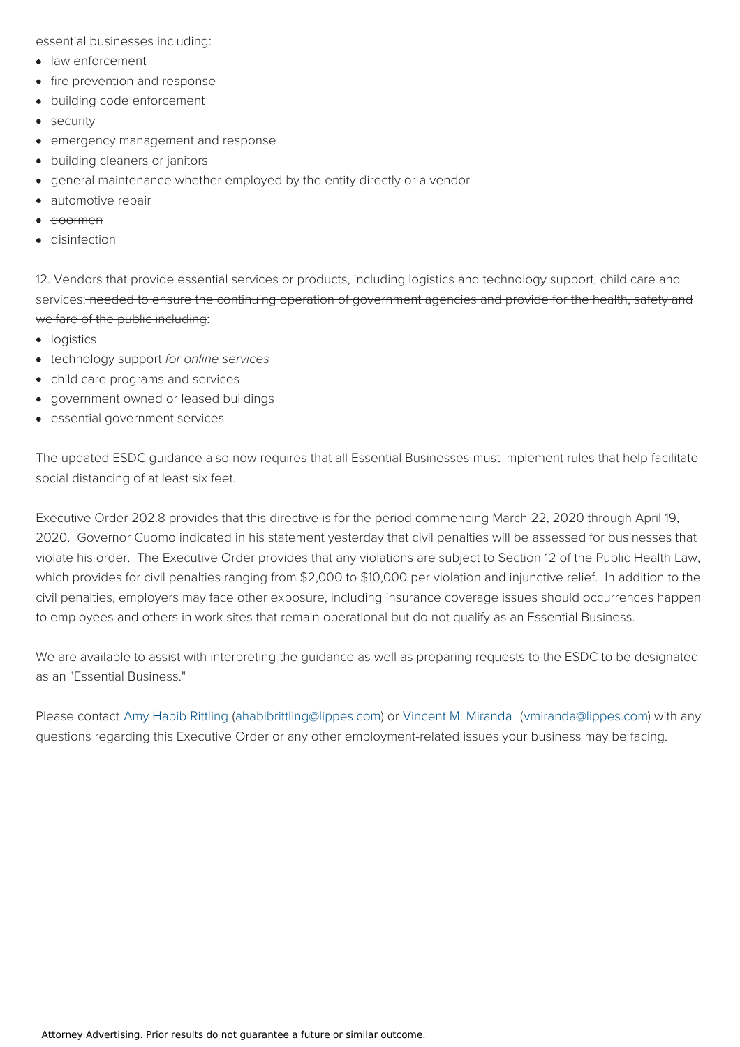essential businesses including:

- law enforcement
- fire prevention and response
- building code enforcement
- security
- emergency management and response
- building cleaners or janitors
- general maintenance whether employed by the entity directly or a vendor
- automotive repair
- ~~doormen~~
- disinfection

12. Vendors that provide essential services or products, including logistics and technology support, child care and services:~~ needed to ensure the continuing operation of government agencies and provide for the health, safety and welfare of the public including~~:

- logistics
- technology support *for online services*
- child care programs and services
- government owned or leased buildings
- essential government services

The updated ESDC guidance also now requires that all Essential Businesses must implement rules that help facilitate social distancing of at least six feet.

Executive Order 202.8 provides that this directive is for the period commencing March 22, 2020 through April 19, 2020. Governor Cuomo indicated in his statement yesterday that civil penalties will be assessed for businesses that violate his order. The Executive Order provides that any violations are subject to Section 12 of the Public Health Law, which provides for civil penalties ranging from $2,000 to $10,000 per violation and injunctive relief. In addition to the civil penalties, employers may face other exposure, including insurance coverage issues should occurrences happen to employees and others in work sites that remain operational but do not qualify as an Essential Business.

We are available to assist with interpreting the guidance as well as preparing requests to the ESDC to be designated as an "Essential Business."

Please contact Amy Habib Rittling (ahabibrittling@lippes.com) or Vincent M. Miranda (vmiranda@lippes.com) with any questions regarding this Executive Order or any other employment-related issues your business may be facing.

Attorney Advertising. Prior results do not guarantee a future or similar outcome.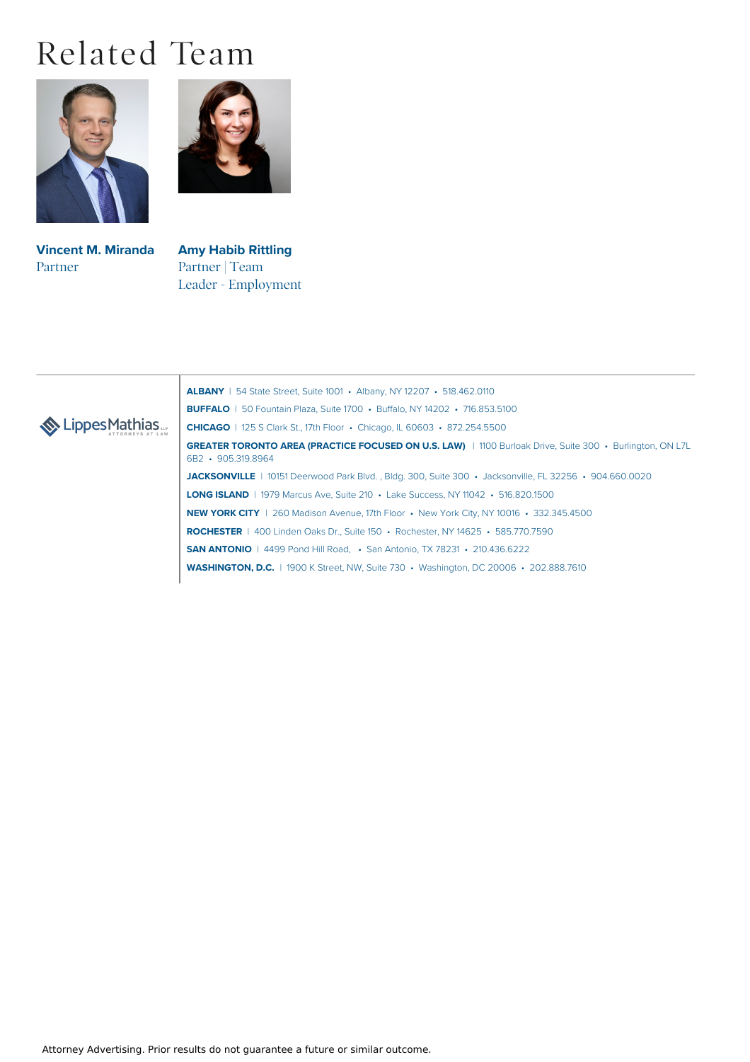# Related Team

**Vincent M. Miranda**
Partner

**Amy Habib Rittling**
Partner | Team Leader - Employment

LippesMathias LLP
ATTORNEYS AT LAW

**ALBANY** | 54 State Street, Suite 1001 • Albany, NY 12207 • 518.462.0110

**BUFFALO** | 50 Fountain Plaza, Suite 1700 • Buffalo, NY 14202 • 716.853.5100

**CHICAGO** | 125 S Clark St., 17th Floor • Chicago, IL 60603 • 872.254.5500

**GREATER TORONTO AREA (PRACTICE FOCUSED ON U.S. LAW)** | 1100 Burloak Drive, Suite 300 • Burlington, ON L7L 6B2 • 905.319.8964

**JACKSONVILLE** | 10151 Deerwood Park Blvd. , Bldg. 300, Suite 300 • Jacksonville, FL 32256 • 904.660.0020

**LONG ISLAND** | 1979 Marcus Ave, Suite 210 • Lake Success, NY 11042 • 516.820.1500

**NEW YORK CITY** | 260 Madison Avenue, 17th Floor • New York City, NY 10016 • 332.345.4500

**ROCHESTER** | 400 Linden Oaks Dr., Suite 150 • Rochester, NY 14625 • 585.770.7590

**SAN ANTONIO** | 4499 Pond Hill Road, • San Antonio, TX 78231 • 210.436.6222

**WASHINGTON, D.C.** | 1900 K Street, NW, Suite 730 • Washington, DC 20006 • 202.888.7610

Attorney Advertising. Prior results do not guarantee a future or similar outcome.